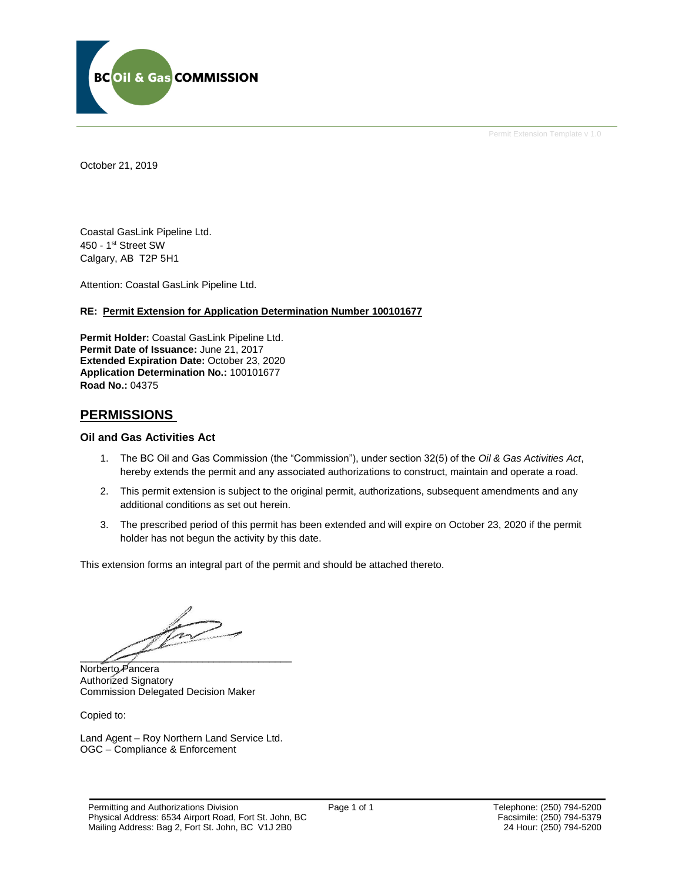BC Oil & Gas COMMISSION

Permit Extension Template v 1.0

October 21, 2019

Coastal GasLink Pipeline Ltd.
450 - 1st Street SW
Calgary, AB T2P 5H1

Attention: Coastal GasLink Pipeline Ltd.

**RE: Permit Extension for Application Determination Number 100101677**

**Permit Holder:** Coastal GasLink Pipeline Ltd.
**Permit Date of Issuance:** June 21, 2017
**Extended Expiration Date:** October 23, 2020
**Application Determination No.:** 100101677
**Road No.:** 04375

## PERMISSIONS

### Oil and Gas Activities Act

1. The BC Oil and Gas Commission (the "Commission"), under section 32(5) of the *Oil & Gas Activities Act*, hereby extends the permit and any associated authorizations to construct, maintain and operate a road.
2. This permit extension is subject to the original permit, authorizations, subsequent amendments and any additional conditions as set out herein.
3. The prescribed period of this permit has been extended and will expire on October 23, 2020 if the permit holder has not begun the activity by this date.

This extension forms an integral part of the permit and should be attached thereto.

Norberto Pancera
Authorized Signatory
Commission Delegated Decision Maker

Copied to:

Land Agent – Roy Northern Land Service Ltd.
OGC – Compliance & Enforcement

Permitting and Authorizations Division
Physical Address: 6534 Airport Road, Fort St. John, BC
Mailing Address: Bag 2, Fort St. John, BC V1J 2B0

Telephone: (250) 794-5200
Facsimile: (250) 794-5379
24 Hour: (250) 794-5200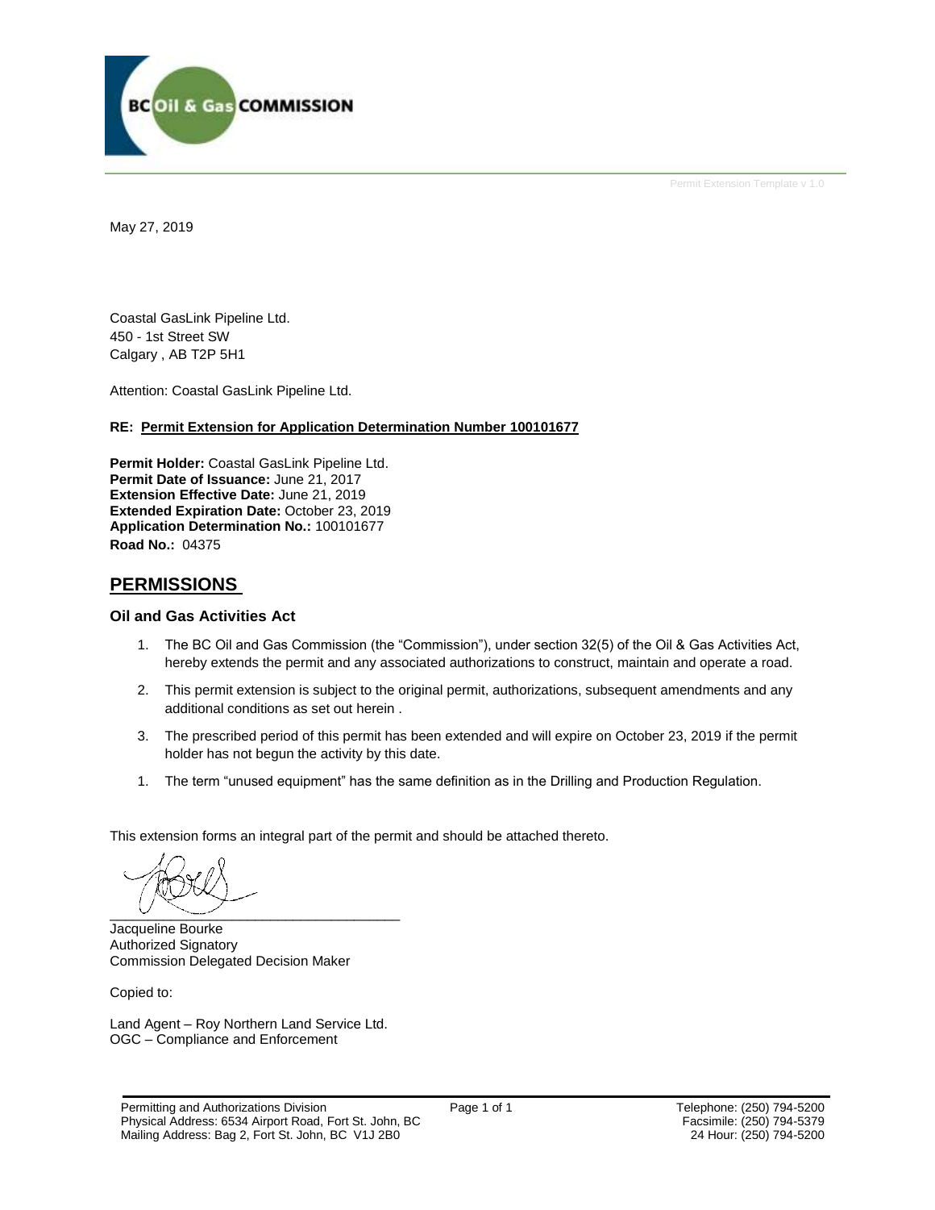May 27, 2019

Coastal GasLink Pipeline Ltd.  
450 - 1st Street SW  
Calgary , AB T2P 5H1

Attention: Coastal GasLink Pipeline Ltd.

**RE: Permit Extension for Application Determination Number 100101677**

**Permit Holder:** Coastal GasLink Pipeline Ltd.  
**Permit Date of Issuance:** June 21, 2017  
**Extension Effective Date:** June 21, 2019  
**Extended Expiration Date:** October 23, 2019  
**Application Determination No.:** 100101677  
**Road No.:** 04375

## PERMISSIONS

### Oil and Gas Activities Act

1. The BC Oil and Gas Commission (the "Commission"), under section 32(5) of the Oil & Gas Activities Act, hereby extends the permit and any associated authorizations to construct, maintain and operate a road.
2. This permit extension is subject to the original permit, authorizations, subsequent amendments and any additional conditions as set out herein .
3. The prescribed period of this permit has been extended and will expire on October 23, 2019 if the permit holder has not begun the activity by this date.
1. The term "unused equipment" has the same definition as in the Drilling and Production Regulation.

This extension forms an integral part of the permit and should be attached thereto.

Jacqueline Bourke  
Authorized Signatory  
Commission Delegated Decision Maker

Copied to:

Land Agent – Roy Northern Land Service Ltd.  
OGC – Compliance and Enforcement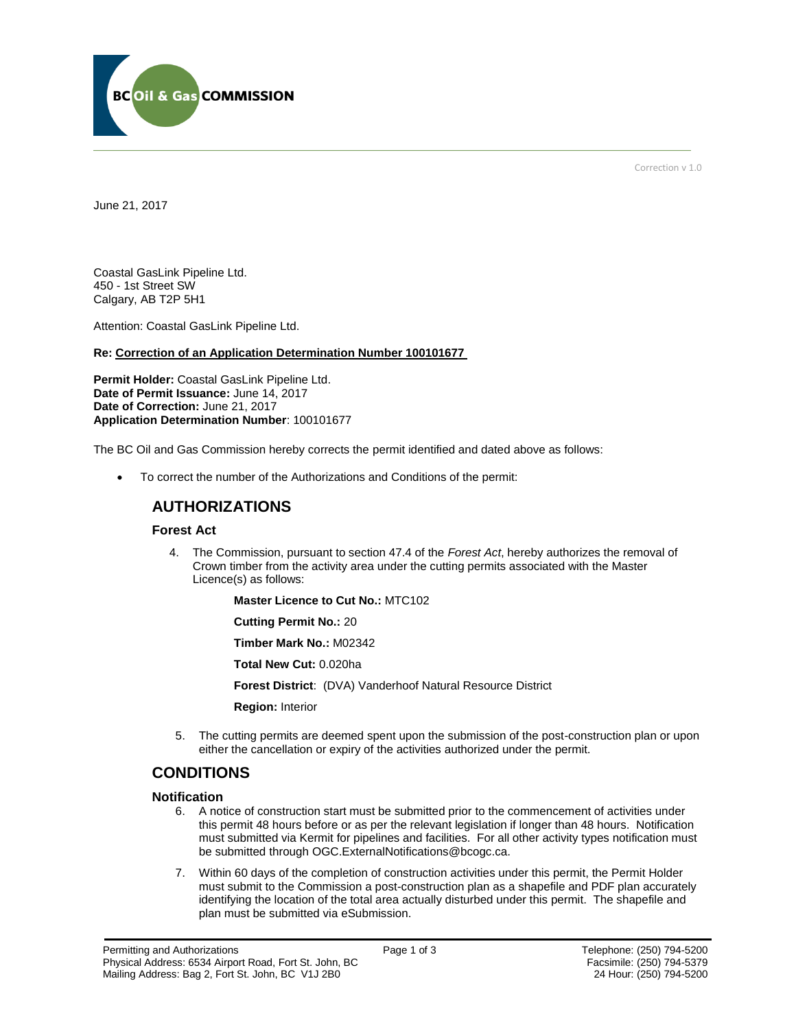Correction v 1.0

June 21, 2017

Coastal GasLink Pipeline Ltd.
450 - 1st Street SW
Calgary, AB T2P 5H1

Attention: Coastal GasLink Pipeline Ltd.

**Re: Correction of an Application Determination Number 100101677**

**Permit Holder:** Coastal GasLink Pipeline Ltd.
**Date of Permit Issuance:** June 14, 2017
**Date of Correction:** June 21, 2017
**Application Determination Number**: 100101677

The BC Oil and Gas Commission hereby corrects the permit identified and dated above as follows:

- To correct the number of the Authorizations and Conditions of the permit:

## AUTHORIZATIONS

### Forest Act

4. The Commission, pursuant to section 47.4 of the *Forest Act*, hereby authorizes the removal of Crown timber from the activity area under the cutting permits associated with the Master Licence(s) as follows:

   **Master Licence to Cut No.:** MTC102

   **Cutting Permit No.:** 20

   **Timber Mark No.:** M02342

   **Total New Cut:** 0.020ha

   **Forest District**: (DVA) Vanderhoof Natural Resource District

   **Region:** Interior

5. The cutting permits are deemed spent upon the submission of the post-construction plan or upon either the cancellation or expiry of the activities authorized under the permit.

## CONDITIONS

### Notification

6. A notice of construction start must be submitted prior to the commencement of activities under this permit 48 hours before or as per the relevant legislation if longer than 48 hours. Notification must submitted via Kermit for pipelines and facilities. For all other activity types notification must be submitted through OGC.ExternalNotifications@bcogc.ca.

7. Within 60 days of the completion of construction activities under this permit, the Permit Holder must submit to the Commission a post-construction plan as a shapefile and PDF plan accurately identifying the location of the total area actually disturbed under this permit. The shapefile and plan must be submitted via eSubmission.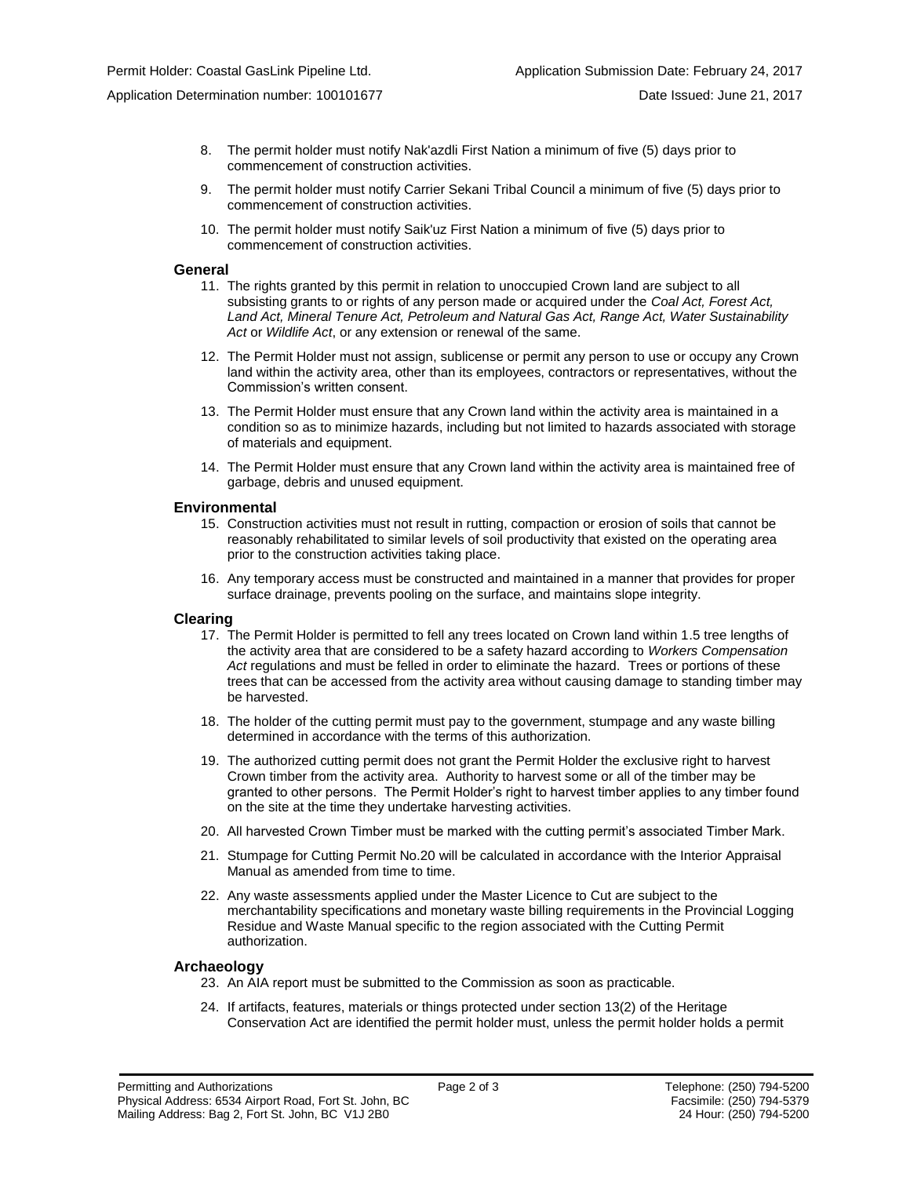8. The permit holder must notify Nak'azdli First Nation a minimum of five (5) days prior to commencement of construction activities.
9. The permit holder must notify Carrier Sekani Tribal Council a minimum of five (5) days prior to commencement of construction activities.
10. The permit holder must notify Saik'uz First Nation a minimum of five (5) days prior to commencement of construction activities.

### General

11. The rights granted by this permit in relation to unoccupied Crown land are subject to all subsisting grants to or rights of any person made or acquired under the *Coal Act, Forest Act, Land Act, Mineral Tenure Act, Petroleum and Natural Gas Act, Range Act, Water Sustainability Act* or *Wildlife Act*, or any extension or renewal of the same.
12. The Permit Holder must not assign, sublicense or permit any person to use or occupy any Crown land within the activity area, other than its employees, contractors or representatives, without the Commission's written consent.
13. The Permit Holder must ensure that any Crown land within the activity area is maintained in a condition so as to minimize hazards, including but not limited to hazards associated with storage of materials and equipment.
14. The Permit Holder must ensure that any Crown land within the activity area is maintained free of garbage, debris and unused equipment.

### Environmental

15. Construction activities must not result in rutting, compaction or erosion of soils that cannot be reasonably rehabilitated to similar levels of soil productivity that existed on the operating area prior to the construction activities taking place.
16. Any temporary access must be constructed and maintained in a manner that provides for proper surface drainage, prevents pooling on the surface, and maintains slope integrity.

### Clearing

17. The Permit Holder is permitted to fell any trees located on Crown land within 1.5 tree lengths of the activity area that are considered to be a safety hazard according to *Workers Compensation Act* regulations and must be felled in order to eliminate the hazard. Trees or portions of these trees that can be accessed from the activity area without causing damage to standing timber may be harvested.
18. The holder of the cutting permit must pay to the government, stumpage and any waste billing determined in accordance with the terms of this authorization.
19. The authorized cutting permit does not grant the Permit Holder the exclusive right to harvest Crown timber from the activity area. Authority to harvest some or all of the timber may be granted to other persons. The Permit Holder's right to harvest timber applies to any timber found on the site at the time they undertake harvesting activities.
20. All harvested Crown Timber must be marked with the cutting permit's associated Timber Mark.
21. Stumpage for Cutting Permit No.20 will be calculated in accordance with the Interior Appraisal Manual as amended from time to time.
22. Any waste assessments applied under the Master Licence to Cut are subject to the merchantability specifications and monetary waste billing requirements in the Provincial Logging Residue and Waste Manual specific to the region associated with the Cutting Permit authorization.

### Archaeology

23. An AIA report must be submitted to the Commission as soon as practicable.
24. If artifacts, features, materials or things protected under section 13(2) of the Heritage Conservation Act are identified the permit holder must, unless the permit holder holds a permit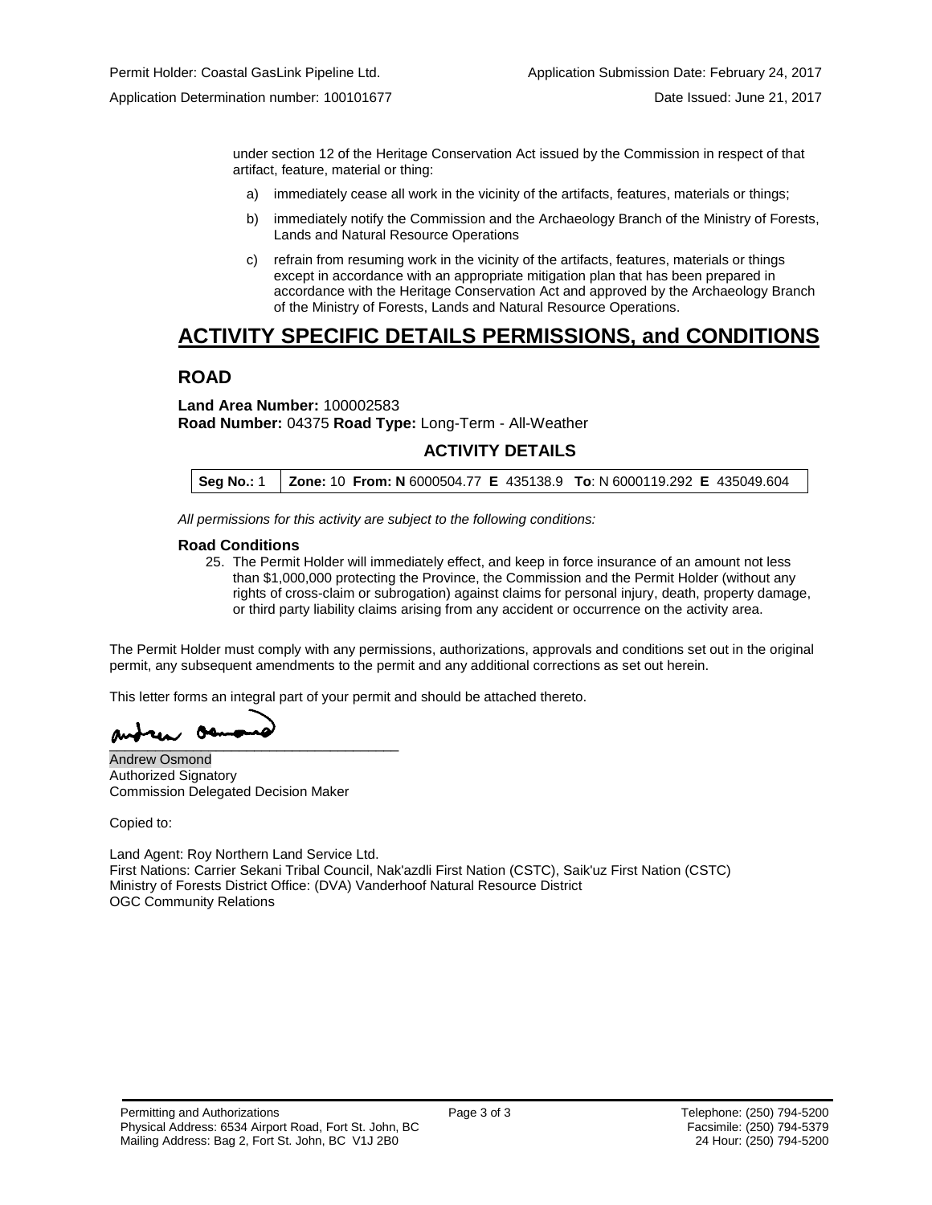under section 12 of the Heritage Conservation Act issued by the Commission in respect of that artifact, feature, material or thing:

a) immediately cease all work in the vicinity of the artifacts, features, materials or things;

b) immediately notify the Commission and the Archaeology Branch of the Ministry of Forests, Lands and Natural Resource Operations

c) refrain from resuming work in the vicinity of the artifacts, features, materials or things except in accordance with an appropriate mitigation plan that has been prepared in accordance with the Heritage Conservation Act and approved by the Archaeology Branch of the Ministry of Forests, Lands and Natural Resource Operations.

# ACTIVITY SPECIFIC DETAILS PERMISSIONS, and CONDITIONS

## ROAD

**Land Area Number:** 100002583
**Road Number:** 04375 **Road Type:** Long-Term - All-Weather

### ACTIVITY DETAILS

| **Seg No.:** 1 | **Zone:** 10 **From: N** 6000504.77 **E** 435138.9 **To**: N 6000119.292 **E** 435049.604 |
|---|---|

*All permissions for this activity are subject to the following conditions:*

**Road Conditions**

25. The Permit Holder will immediately effect, and keep in force insurance of an amount not less than $1,000,000 protecting the Province, the Commission and the Permit Holder (without any rights of cross-claim or subrogation) against claims for personal injury, death, property damage, or third party liability claims arising from any accident or occurrence on the activity area.

The Permit Holder must comply with any permissions, authorizations, approvals and conditions set out in the original permit, any subsequent amendments to the permit and any additional corrections as set out herein.

This letter forms an integral part of your permit and should be attached thereto.

Andrew Osmond
Authorized Signatory
Commission Delegated Decision Maker

Copied to:

Land Agent: Roy Northern Land Service Ltd.
First Nations: Carrier Sekani Tribal Council, Nak'azdli First Nation (CSTC), Saik'uz First Nation (CSTC)
Ministry of Forests District Office: (DVA) Vanderhoof Natural Resource District
OGC Community Relations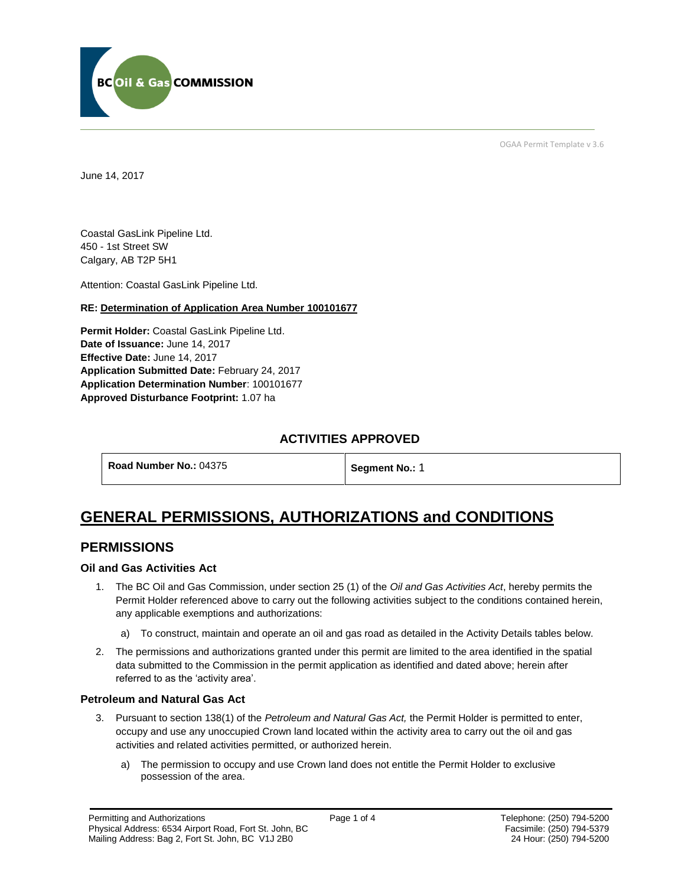BC Oil & Gas COMMISSION

OGAA Permit Template v 3.6

June 14, 2017

Coastal GasLink Pipeline Ltd.
450 - 1st Street SW
Calgary, AB T2P 5H1

Attention: Coastal GasLink Pipeline Ltd.

**RE: Determination of Application Area Number 100101677**

**Permit Holder:** Coastal GasLink Pipeline Ltd.
**Date of Issuance:** June 14, 2017
**Effective Date:** June 14, 2017
**Application Submitted Date:** February 24, 2017
**Application Determination Number**: 100101677
**Approved Disturbance Footprint:** 1.07 ha

### ACTIVITIES APPROVED

| **Road Number No.:** 04375 | **Segment No.:** 1 |
|---|---|

# GENERAL PERMISSIONS, AUTHORIZATIONS and CONDITIONS

## PERMISSIONS

### Oil and Gas Activities Act

1. The BC Oil and Gas Commission, under section 25 (1) of the *Oil and Gas Activities Act*, hereby permits the Permit Holder referenced above to carry out the following activities subject to the conditions contained herein, any applicable exemptions and authorizations:
   a) To construct, maintain and operate an oil and gas road as detailed in the Activity Details tables below.
2. The permissions and authorizations granted under this permit are limited to the area identified in the spatial data submitted to the Commission in the permit application as identified and dated above; herein after referred to as the 'activity area'.

### Petroleum and Natural Gas Act

3. Pursuant to section 138(1) of the *Petroleum and Natural Gas Act,* the Permit Holder is permitted to enter, occupy and use any unoccupied Crown land located within the activity area to carry out the oil and gas activities and related activities permitted, or authorized herein.
   a) The permission to occupy and use Crown land does not entitle the Permit Holder to exclusive possession of the area.

Permitting and Authorizations
Physical Address: 6534 Airport Road, Fort St. John, BC
Mailing Address: Bag 2, Fort St. John, BC V1J 2B0

Telephone: (250) 794-5200
Facsimile: (250) 794-5379
24 Hour: (250) 794-5200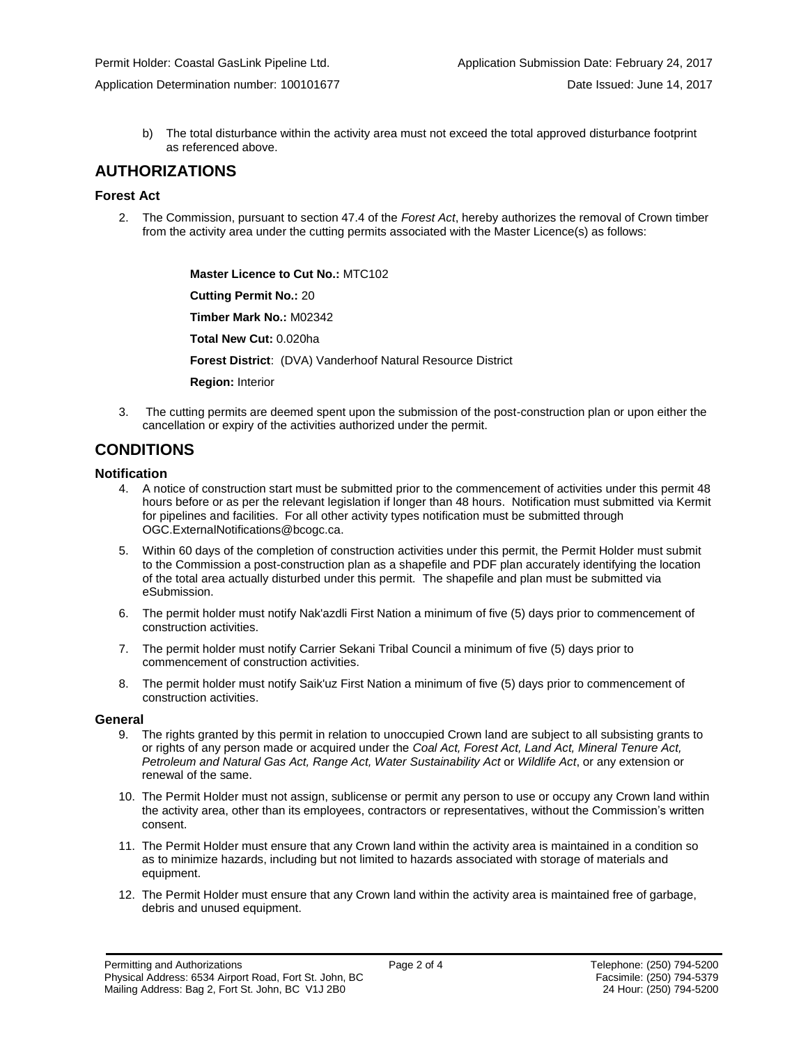Permit Holder: Coastal GasLink Pipeline Ltd. Application Submission Date: February 24, 2017

Application Determination number: 100101677 Date Issued: June 14, 2017

b) The total disturbance within the activity area must not exceed the total approved disturbance footprint as referenced above.

# AUTHORIZATIONS

## Forest Act

2. The Commission, pursuant to section 47.4 of the *Forest Act*, hereby authorizes the removal of Crown timber from the activity area under the cutting permits associated with the Master Licence(s) as follows:

   **Master Licence to Cut No.:** MTC102

   **Cutting Permit No.:** 20

   **Timber Mark No.:** M02342

   **Total New Cut:** 0.020ha

   **Forest District**: (DVA) Vanderhoof Natural Resource District

   **Region:** Interior

3. The cutting permits are deemed spent upon the submission of the post-construction plan or upon either the cancellation or expiry of the activities authorized under the permit.

# CONDITIONS

## Notification

4. A notice of construction start must be submitted prior to the commencement of activities under this permit 48 hours before or as per the relevant legislation if longer than 48 hours. Notification must submitted via Kermit for pipelines and facilities. For all other activity types notification must be submitted through OGC.ExternalNotifications@bcogc.ca.
5. Within 60 days of the completion of construction activities under this permit, the Permit Holder must submit to the Commission a post-construction plan as a shapefile and PDF plan accurately identifying the location of the total area actually disturbed under this permit. The shapefile and plan must be submitted via eSubmission.
6. The permit holder must notify Nak'azdli First Nation a minimum of five (5) days prior to commencement of construction activities.
7. The permit holder must notify Carrier Sekani Tribal Council a minimum of five (5) days prior to commencement of construction activities.
8. The permit holder must notify Saik'uz First Nation a minimum of five (5) days prior to commencement of construction activities.

## General

9. The rights granted by this permit in relation to unoccupied Crown land are subject to all subsisting grants to or rights of any person made or acquired under the *Coal Act, Forest Act, Land Act, Mineral Tenure Act, Petroleum and Natural Gas Act, Range Act, Water Sustainability Act* or *Wildlife Act*, or any extension or renewal of the same.
10. The Permit Holder must not assign, sublicense or permit any person to use or occupy any Crown land within the activity area, other than its employees, contractors or representatives, without the Commission's written consent.
11. The Permit Holder must ensure that any Crown land within the activity area is maintained in a condition so as to minimize hazards, including but not limited to hazards associated with storage of materials and equipment.
12. The Permit Holder must ensure that any Crown land within the activity area is maintained free of garbage, debris and unused equipment.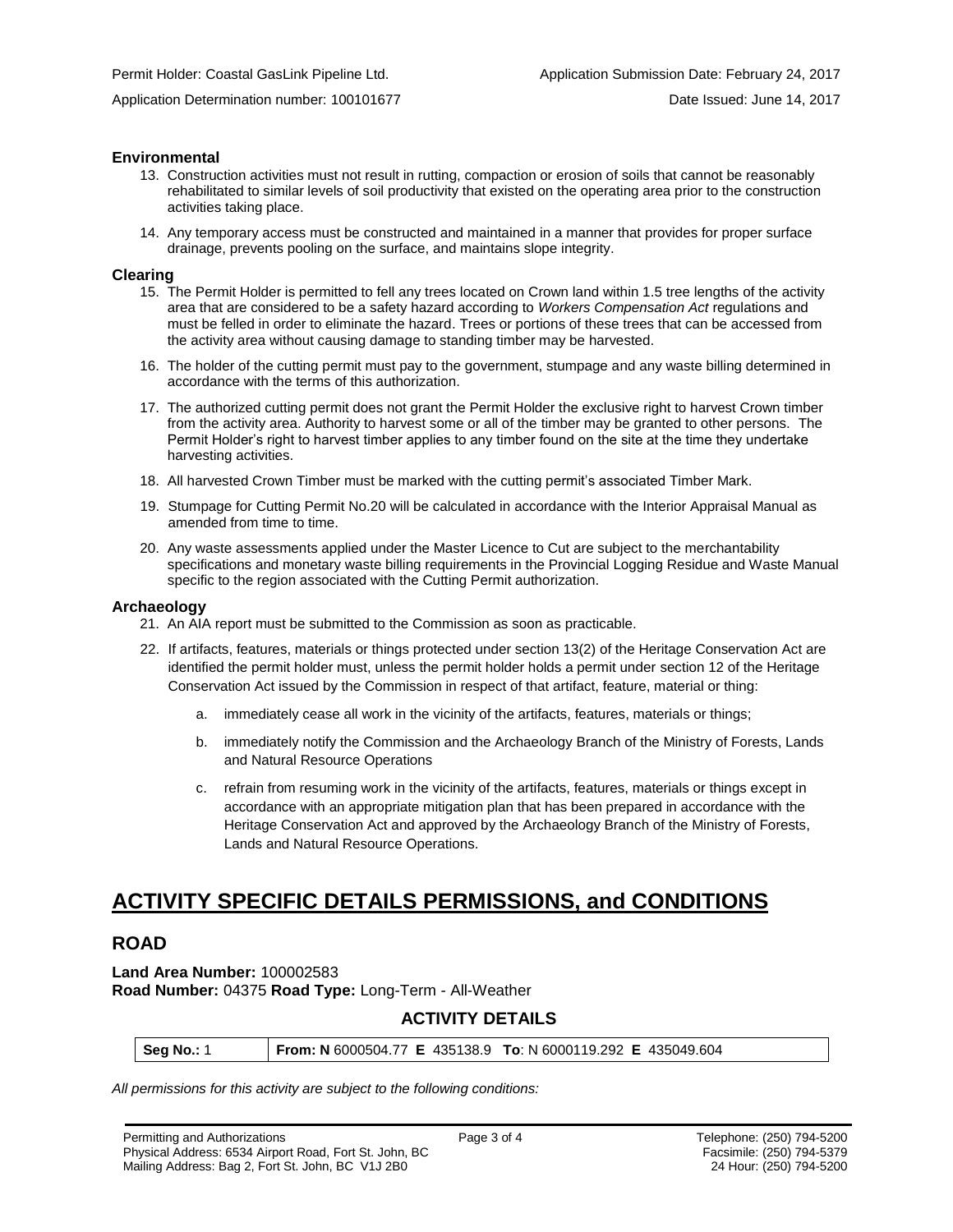### Environmental

13. Construction activities must not result in rutting, compaction or erosion of soils that cannot be reasonably rehabilitated to similar levels of soil productivity that existed on the operating area prior to the construction activities taking place.

14. Any temporary access must be constructed and maintained in a manner that provides for proper surface drainage, prevents pooling on the surface, and maintains slope integrity.

### Clearing

15. The Permit Holder is permitted to fell any trees located on Crown land within 1.5 tree lengths of the activity area that are considered to be a safety hazard according to *Workers Compensation Act* regulations and must be felled in order to eliminate the hazard. Trees or portions of these trees that can be accessed from the activity area without causing damage to standing timber may be harvested.

16. The holder of the cutting permit must pay to the government, stumpage and any waste billing determined in accordance with the terms of this authorization.

17. The authorized cutting permit does not grant the Permit Holder the exclusive right to harvest Crown timber from the activity area. Authority to harvest some or all of the timber may be granted to other persons. The Permit Holder's right to harvest timber applies to any timber found on the site at the time they undertake harvesting activities.

18. All harvested Crown Timber must be marked with the cutting permit's associated Timber Mark.

19. Stumpage for Cutting Permit No.20 will be calculated in accordance with the Interior Appraisal Manual as amended from time to time.

20. Any waste assessments applied under the Master Licence to Cut are subject to the merchantability specifications and monetary waste billing requirements in the Provincial Logging Residue and Waste Manual specific to the region associated with the Cutting Permit authorization.

### Archaeology

21. An AIA report must be submitted to the Commission as soon as practicable.

22. If artifacts, features, materials or things protected under section 13(2) of the Heritage Conservation Act are identified the permit holder must, unless the permit holder holds a permit under section 12 of the Heritage Conservation Act issued by the Commission in respect of that artifact, feature, material or thing:

    a. immediately cease all work in the vicinity of the artifacts, features, materials or things;

    b. immediately notify the Commission and the Archaeology Branch of the Ministry of Forests, Lands and Natural Resource Operations

    c. refrain from resuming work in the vicinity of the artifacts, features, materials or things except in accordance with an appropriate mitigation plan that has been prepared in accordance with the Heritage Conservation Act and approved by the Archaeology Branch of the Ministry of Forests, Lands and Natural Resource Operations.

# ACTIVITY SPECIFIC DETAILS PERMISSIONS, and CONDITIONS

## ROAD

**Land Area Number:** 100002583
**Road Number:** 04375 **Road Type:** Long-Term - All-Weather

### ACTIVITY DETAILS

| **Seg No.:** 1 | **From: N** 6000504.77 **E** 435138.9 **To**: N 6000119.292 **E** 435049.604 |
|---|---|

*All permissions for this activity are subject to the following conditions:*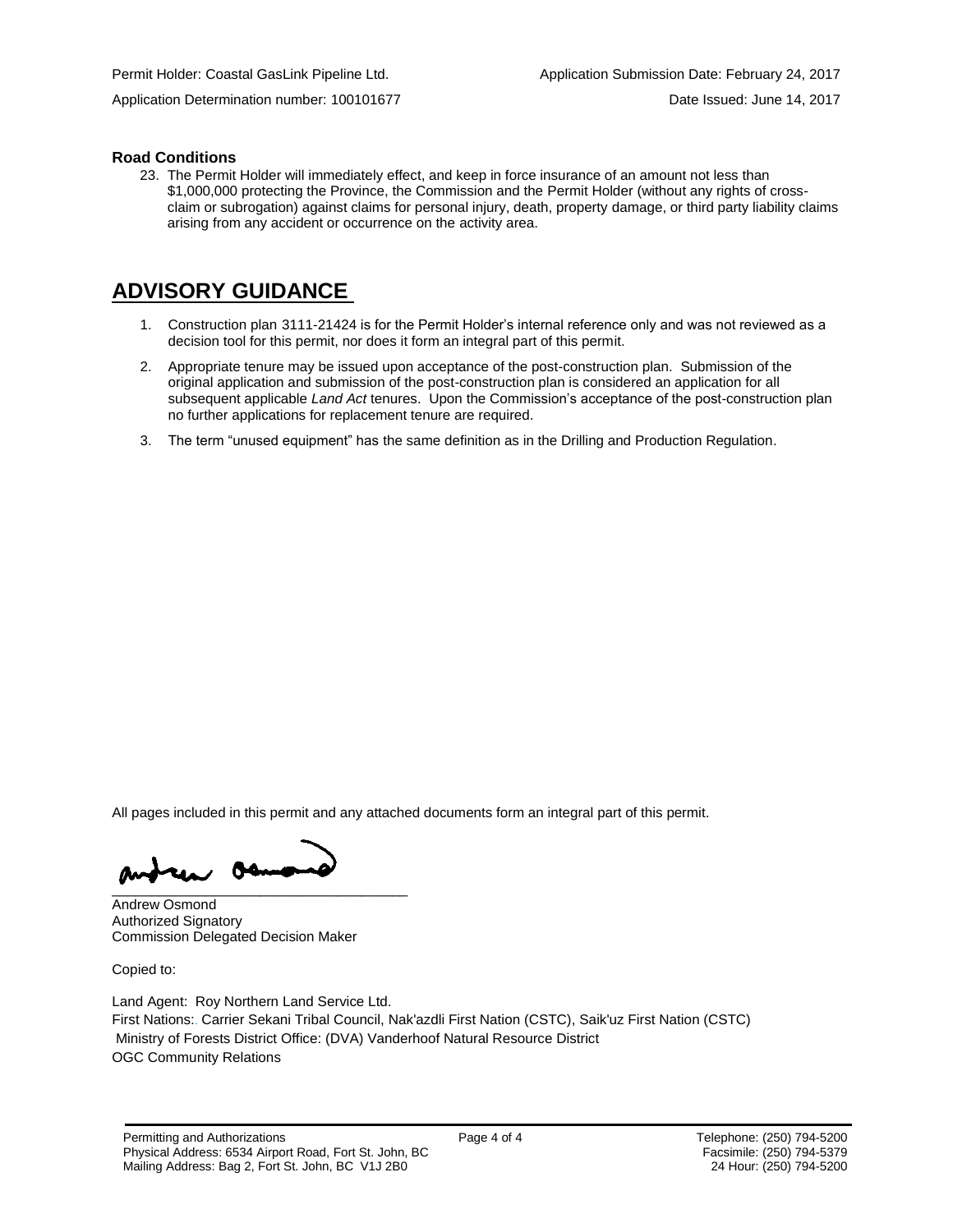**Road Conditions**

23. The Permit Holder will immediately effect, and keep in force insurance of an amount not less than $1,000,000 protecting the Province, the Commission and the Permit Holder (without any rights of cross-claim or subrogation) against claims for personal injury, death, property damage, or third party liability claims arising from any accident or occurrence on the activity area.

# ADVISORY GUIDANCE

1. Construction plan 3111-21424 is for the Permit Holder's internal reference only and was not reviewed as a decision tool for this permit, nor does it form an integral part of this permit.
2. Appropriate tenure may be issued upon acceptance of the post-construction plan. Submission of the original application and submission of the post-construction plan is considered an application for all subsequent applicable *Land Act* tenures. Upon the Commission's acceptance of the post-construction plan no further applications for replacement tenure are required.
3. The term "unused equipment" has the same definition as in the Drilling and Production Regulation.

All pages included in this permit and any attached documents form an integral part of this permit.

Andrew Osmond
Authorized Signatory
Commission Delegated Decision Maker

Copied to:

Land Agent: Roy Northern Land Service Ltd.
First Nations: Carrier Sekani Tribal Council, Nak'azdli First Nation (CSTC), Saik'uz First Nation (CSTC)
Ministry of Forests District Office: (DVA) Vanderhoof Natural Resource District
OGC Community Relations